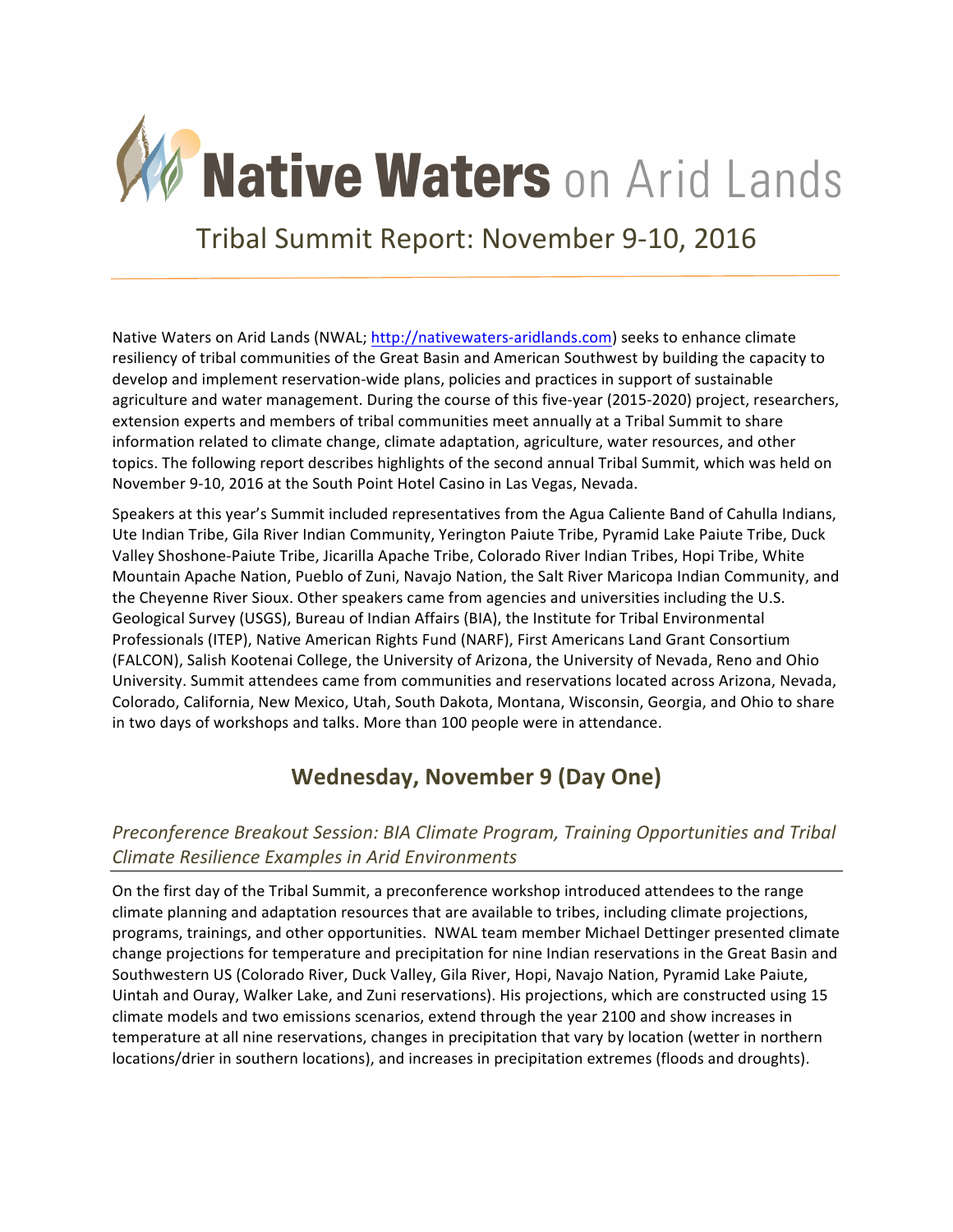# Native Waters on Arid Lands

## Tribal Summit Report: November 9-10, 2016

Native Waters on Arid Lands (NWAL; http://nativewaters-aridlands.com) seeks to enhance climate resiliency of tribal communities of the Great Basin and American Southwest by building the capacity to develop and implement reservation-wide plans, policies and practices in support of sustainable agriculture and water management. During the course of this five-year (2015-2020) project, researchers, extension experts and members of tribal communities meet annually at a Tribal Summit to share information related to climate change, climate adaptation, agriculture, water resources, and other topics. The following report describes highlights of the second annual Tribal Summit, which was held on November 9-10, 2016 at the South Point Hotel Casino in Las Vegas, Nevada.

Speakers at this year's Summit included representatives from the Agua Caliente Band of Cahulla Indians, Ute Indian Tribe, Gila River Indian Community, Yerington Paiute Tribe, Pyramid Lake Paiute Tribe, Duck Valley Shoshone-Paiute Tribe, Jicarilla Apache Tribe, Colorado River Indian Tribes, Hopi Tribe, White Mountain Apache Nation, Pueblo of Zuni, Navajo Nation, the Salt River Maricopa Indian Community, and the Cheyenne River Sioux. Other speakers came from agencies and universities including the U.S. Geological Survey (USGS), Bureau of Indian Affairs (BIA), the Institute for Tribal Environmental Professionals (ITEP), Native American Rights Fund (NARF), First Americans Land Grant Consortium (FALCON), Salish Kootenai College, the University of Arizona, the University of Nevada, Reno and Ohio University. Summit attendees came from communities and reservations located across Arizona, Nevada, Colorado, California, New Mexico, Utah, South Dakota, Montana, Wisconsin, Georgia, and Ohio to share in two days of workshops and talks. More than 100 people were in attendance.

## Wednesday, November 9 (Day One)

### *Preconference Breakout Session: BIA Climate Program, Training Opportunities and Tribal Climate Resilience Examples in Arid Environments*

On the first day of the Tribal Summit, a preconference workshop introduced attendees to the range climate planning and adaptation resources that are available to tribes, including climate projections, programs, trainings, and other opportunities. NWAL team member Michael Dettinger presented climate change projections for temperature and precipitation for nine Indian reservations in the Great Basin and Southwestern US (Colorado River, Duck Valley, Gila River, Hopi, Navajo Nation, Pyramid Lake Paiute, Uintah and Ouray, Walker Lake, and Zuni reservations). His projections, which are constructed using 15 climate models and two emissions scenarios, extend through the year 2100 and show increases in temperature at all nine reservations, changes in precipitation that vary by location (wetter in northern locations/drier in southern locations), and increases in precipitation extremes (floods and droughts).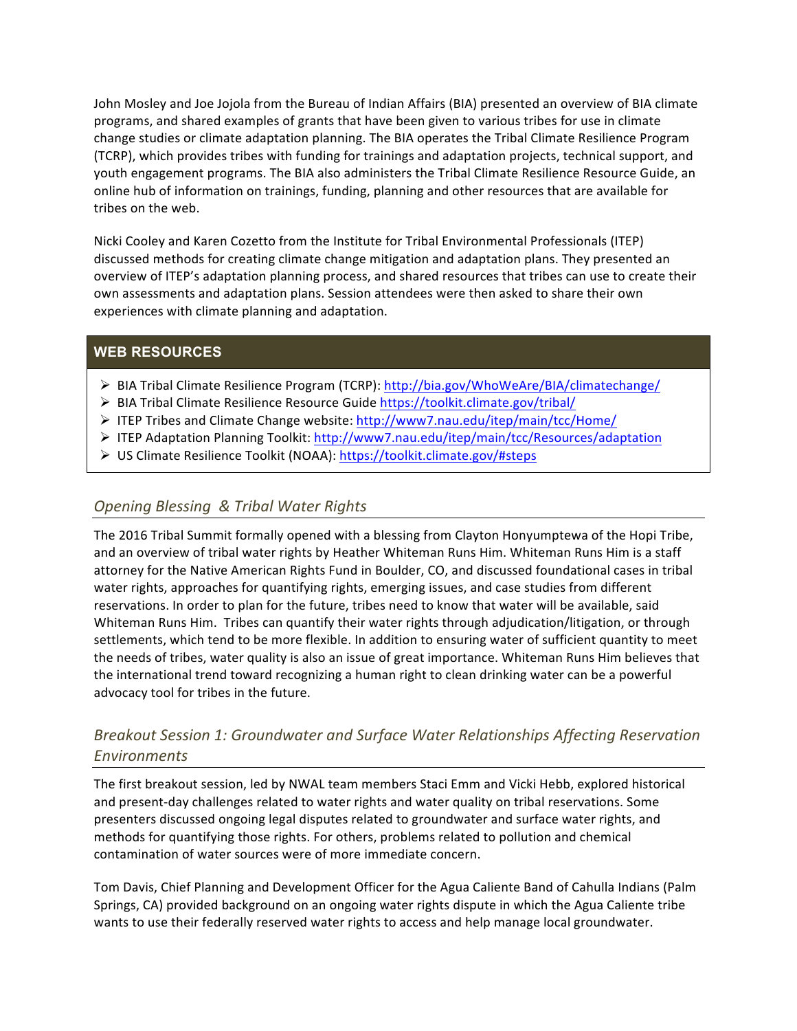John Mosley and Joe Jojola from the Bureau of Indian Affairs (BIA) presented an overview of BIA climate programs, and shared examples of grants that have been given to various tribes for use in climate change studies or climate adaptation planning. The BIA operates the Tribal Climate Resilience Program (TCRP), which provides tribes with funding for trainings and adaptation projects, technical support, and youth engagement programs. The BIA also administers the Tribal Climate Resilience Resource Guide, an online hub of information on trainings, funding, planning and other resources that are available for tribes on the web.

Nicki Cooley and Karen Cozetto from the Institute for Tribal Environmental Professionals (ITEP) discussed methods for creating climate change mitigation and adaptation plans. They presented an overview of ITEP's adaptation planning process, and shared resources that tribes can use to create their own assessments and adaptation plans. Session attendees were then asked to share their own experiences with climate planning and adaptation.

**WEB RESOURCES**

- BIA Tribal Climate Resilience Program (TCRP): http://bia.gov/WhoWeAre/BIA/climatechange/
- BIA Tribal Climate Resilience Resource Guide https://toolkit.climate.gov/tribal/
- ITEP Tribes and Climate Change website: http://www7.nau.edu/itep/main/tcc/Home/
- ITEP Adaptation Planning Toolkit: http://www7.nau.edu/itep/main/tcc/Resources/adaptation
- US Climate Resilience Toolkit (NOAA): https://toolkit.climate.gov/#steps

## *Opening Blessing & Tribal Water Rights*

The 2016 Tribal Summit formally opened with a blessing from Clayton Honyumptewa of the Hopi Tribe, and an overview of tribal water rights by Heather Whiteman Runs Him. Whiteman Runs Him is a staff attorney for the Native American Rights Fund in Boulder, CO, and discussed foundational cases in tribal water rights, approaches for quantifying rights, emerging issues, and case studies from different reservations. In order to plan for the future, tribes need to know that water will be available, said Whiteman Runs Him. Tribes can quantify their water rights through adjudication/litigation, or through settlements, which tend to be more flexible. In addition to ensuring water of sufficient quantity to meet the needs of tribes, water quality is also an issue of great importance. Whiteman Runs Him believes that the international trend toward recognizing a human right to clean drinking water can be a powerful advocacy tool for tribes in the future.

## *Breakout Session 1: Groundwater and Surface Water Relationships Affecting Reservation Environments*

The first breakout session, led by NWAL team members Staci Emm and Vicki Hebb, explored historical and present-day challenges related to water rights and water quality on tribal reservations. Some presenters discussed ongoing legal disputes related to groundwater and surface water rights, and methods for quantifying those rights. For others, problems related to pollution and chemical contamination of water sources were of more immediate concern.

Tom Davis, Chief Planning and Development Officer for the Agua Caliente Band of Cahulla Indians (Palm Springs, CA) provided background on an ongoing water rights dispute in which the Agua Caliente tribe wants to use their federally reserved water rights to access and help manage local groundwater.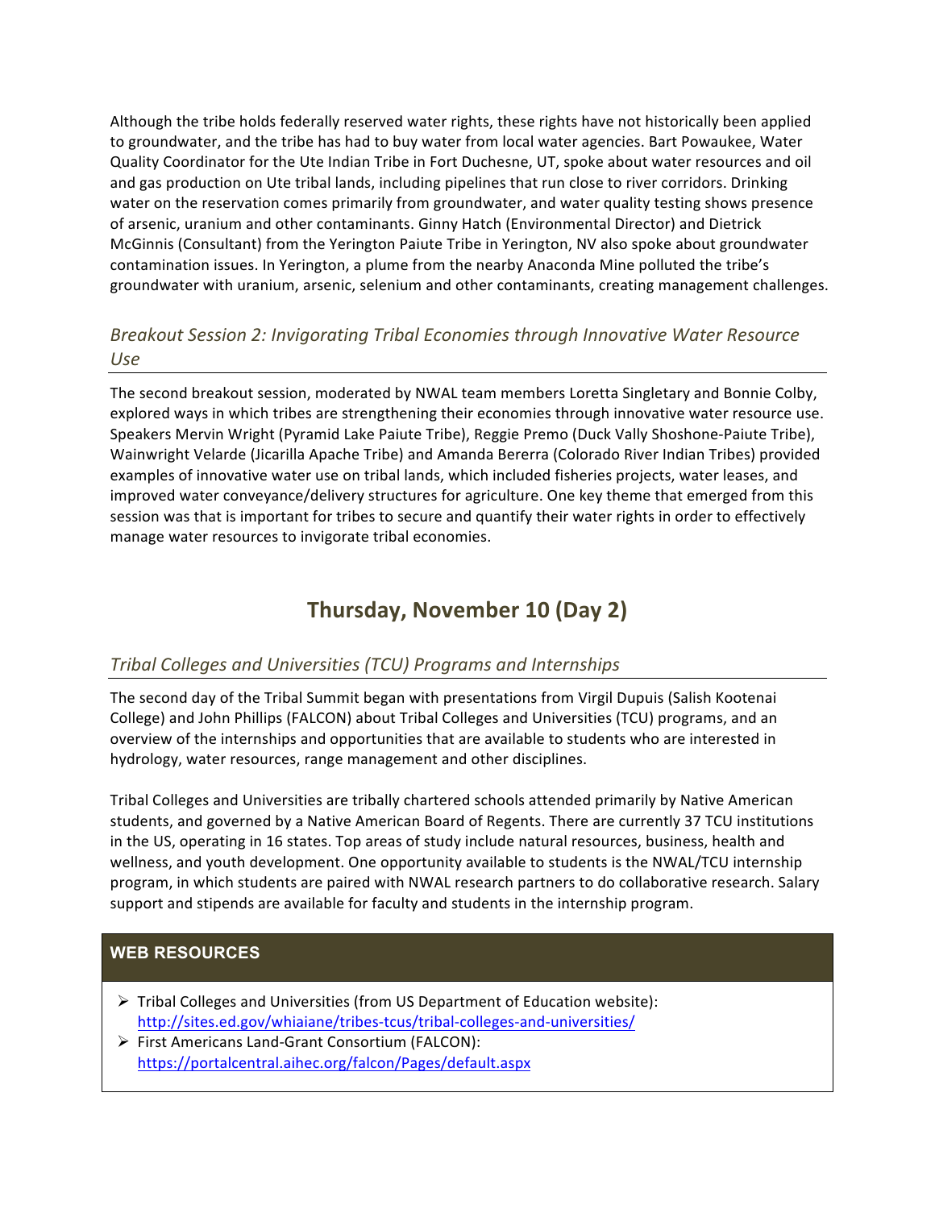Although the tribe holds federally reserved water rights, these rights have not historically been applied to groundwater, and the tribe has had to buy water from local water agencies. Bart Powaukee, Water Quality Coordinator for the Ute Indian Tribe in Fort Duchesne, UT, spoke about water resources and oil and gas production on Ute tribal lands, including pipelines that run close to river corridors. Drinking water on the reservation comes primarily from groundwater, and water quality testing shows presence of arsenic, uranium and other contaminants. Ginny Hatch (Environmental Director) and Dietrick McGinnis (Consultant) from the Yerington Paiute Tribe in Yerington, NV also spoke about groundwater contamination issues. In Yerington, a plume from the nearby Anaconda Mine polluted the tribe's groundwater with uranium, arsenic, selenium and other contaminants, creating management challenges.

### *Breakout Session 2: Invigorating Tribal Economies through Innovative Water Resource Use*

The second breakout session, moderated by NWAL team members Loretta Singletary and Bonnie Colby, explored ways in which tribes are strengthening their economies through innovative water resource use. Speakers Mervin Wright (Pyramid Lake Paiute Tribe), Reggie Premo (Duck Vally Shoshone-Paiute Tribe), Wainwright Velarde (Jicarilla Apache Tribe) and Amanda Bererra (Colorado River Indian Tribes) provided examples of innovative water use on tribal lands, which included fisheries projects, water leases, and improved water conveyance/delivery structures for agriculture. One key theme that emerged from this session was that is important for tribes to secure and quantify their water rights in order to effectively manage water resources to invigorate tribal economies.

## Thursday, November 10 (Day 2)

### *Tribal Colleges and Universities (TCU) Programs and Internships*

The second day of the Tribal Summit began with presentations from Virgil Dupuis (Salish Kootenai College) and John Phillips (FALCON) about Tribal Colleges and Universities (TCU) programs, and an overview of the internships and opportunities that are available to students who are interested in hydrology, water resources, range management and other disciplines.

Tribal Colleges and Universities are tribally chartered schools attended primarily by Native American students, and governed by a Native American Board of Regents. There are currently 37 TCU institutions in the US, operating in 16 states. Top areas of study include natural resources, business, health and wellness, and youth development. One opportunity available to students is the NWAL/TCU internship program, in which students are paired with NWAL research partners to do collaborative research. Salary support and stipends are available for faculty and students in the internship program.

**WEB RESOURCES**

- Tribal Colleges and Universities (from US Department of Education website): http://sites.ed.gov/whiaiane/tribes-tcus/tribal-colleges-and-universities/
- First Americans Land-Grant Consortium (FALCON): https://portalcentral.aihec.org/falcon/Pages/default.aspx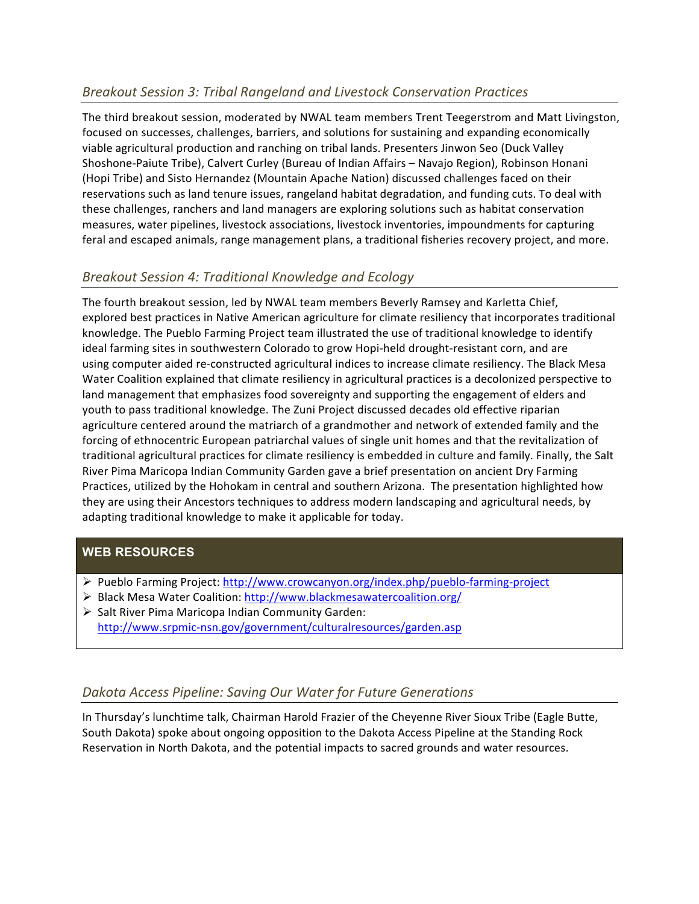### *Breakout Session 3: Tribal Rangeland and Livestock Conservation Practices*

The third breakout session, moderated by NWAL team members Trent Teegerstrom and Matt Livingston, focused on successes, challenges, barriers, and solutions for sustaining and expanding economically viable agricultural production and ranching on tribal lands. Presenters Jinwon Seo (Duck Valley Shoshone-Paiute Tribe), Calvert Curley (Bureau of Indian Affairs – Navajo Region), Robinson Honani (Hopi Tribe) and Sisto Hernandez (Mountain Apache Nation) discussed challenges faced on their reservations such as land tenure issues, rangeland habitat degradation, and funding cuts. To deal with these challenges, ranchers and land managers are exploring solutions such as habitat conservation measures, water pipelines, livestock associations, livestock inventories, impoundments for capturing feral and escaped animals, range management plans, a traditional fisheries recovery project, and more.

### *Breakout Session 4: Traditional Knowledge and Ecology*

The fourth breakout session, led by NWAL team members Beverly Ramsey and Karletta Chief, explored best practices in Native American agriculture for climate resiliency that incorporates traditional knowledge. The Pueblo Farming Project team illustrated the use of traditional knowledge to identify ideal farming sites in southwestern Colorado to grow Hopi-held drought-resistant corn, and are using computer aided re-constructed agricultural indices to increase climate resiliency. The Black Mesa Water Coalition explained that climate resiliency in agricultural practices is a decolonized perspective to land management that emphasizes food sovereignty and supporting the engagement of elders and youth to pass traditional knowledge. The Zuni Project discussed decades old effective riparian agriculture centered around the matriarch of a grandmother and network of extended family and the forcing of ethnocentric European patriarchal values of single unit homes and that the revitalization of traditional agricultural practices for climate resiliency is embedded in culture and family. Finally, the Salt River Pima Maricopa Indian Community Garden gave a brief presentation on ancient Dry Farming Practices, utilized by the Hohokam in central and southern Arizona. The presentation highlighted how they are using their Ancestors techniques to address modern landscaping and agricultural needs, by adapting traditional knowledge to make it applicable for today.

**WEB RESOURCES**

- Pueblo Farming Project: http://www.crowcanyon.org/index.php/pueblo-farming-project
- Black Mesa Water Coalition: http://www.blackmesawatercoalition.org/
- Salt River Pima Maricopa Indian Community Garden: http://www.srpmic-nsn.gov/government/culturalresources/garden.asp

### *Dakota Access Pipeline: Saving Our Water for Future Generations*

In Thursday's lunchtime talk, Chairman Harold Frazier of the Cheyenne River Sioux Tribe (Eagle Butte, South Dakota) spoke about ongoing opposition to the Dakota Access Pipeline at the Standing Rock Reservation in North Dakota, and the potential impacts to sacred grounds and water resources.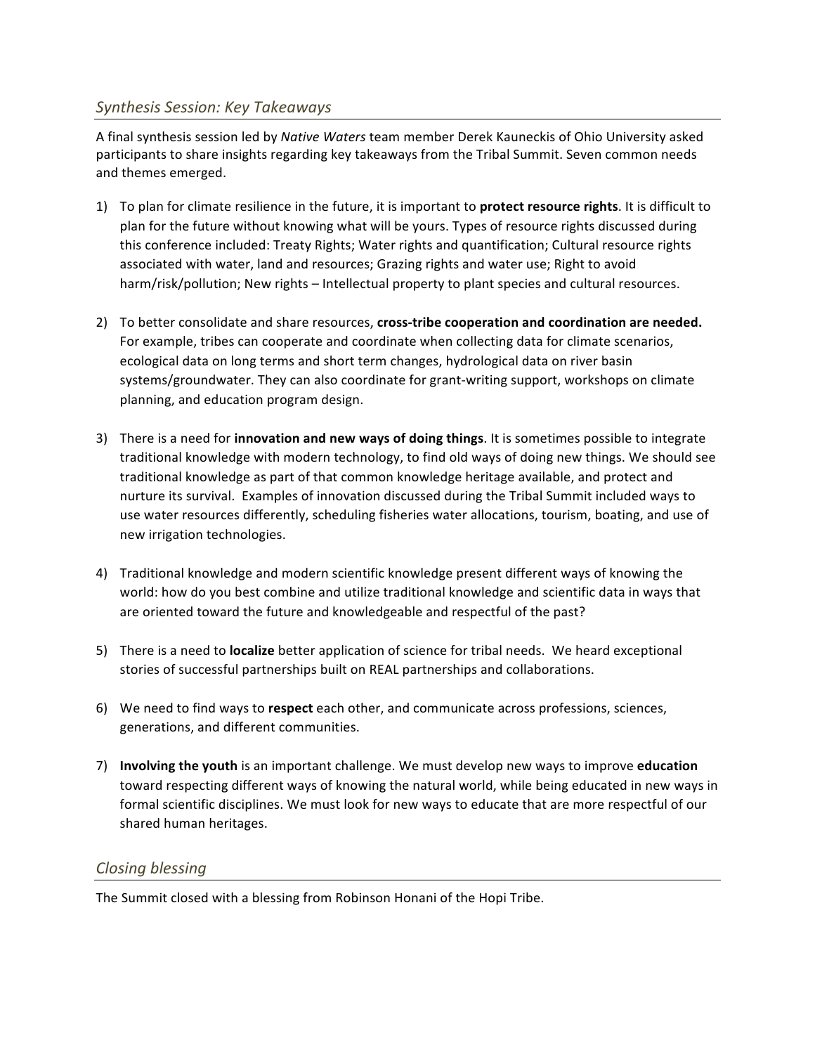## *Synthesis Session: Key Takeaways*

A final synthesis session led by *Native Waters* team member Derek Kauneckis of Ohio University asked participants to share insights regarding key takeaways from the Tribal Summit. Seven common needs and themes emerged.

1) To plan for climate resilience in the future, it is important to **protect resource rights**. It is difficult to plan for the future without knowing what will be yours. Types of resource rights discussed during this conference included: Treaty Rights; Water rights and quantification; Cultural resource rights associated with water, land and resources; Grazing rights and water use; Right to avoid harm/risk/pollution; New rights – Intellectual property to plant species and cultural resources.

2) To better consolidate and share resources, **cross-tribe cooperation and coordination are needed.** For example, tribes can cooperate and coordinate when collecting data for climate scenarios, ecological data on long terms and short term changes, hydrological data on river basin systems/groundwater. They can also coordinate for grant-writing support, workshops on climate planning, and education program design.

3) There is a need for **innovation and new ways of doing things**. It is sometimes possible to integrate traditional knowledge with modern technology, to find old ways of doing new things. We should see traditional knowledge as part of that common knowledge heritage available, and protect and nurture its survival. Examples of innovation discussed during the Tribal Summit included ways to use water resources differently, scheduling fisheries water allocations, tourism, boating, and use of new irrigation technologies.

4) Traditional knowledge and modern scientific knowledge present different ways of knowing the world: how do you best combine and utilize traditional knowledge and scientific data in ways that are oriented toward the future and knowledgeable and respectful of the past?

5) There is a need to **localize** better application of science for tribal needs. We heard exceptional stories of successful partnerships built on REAL partnerships and collaborations.

6) We need to find ways to **respect** each other, and communicate across professions, sciences, generations, and different communities.

7) **Involving the youth** is an important challenge. We must develop new ways to improve **education** toward respecting different ways of knowing the natural world, while being educated in new ways in formal scientific disciplines. We must look for new ways to educate that are more respectful of our shared human heritages.

## *Closing blessing*

The Summit closed with a blessing from Robinson Honani of the Hopi Tribe.